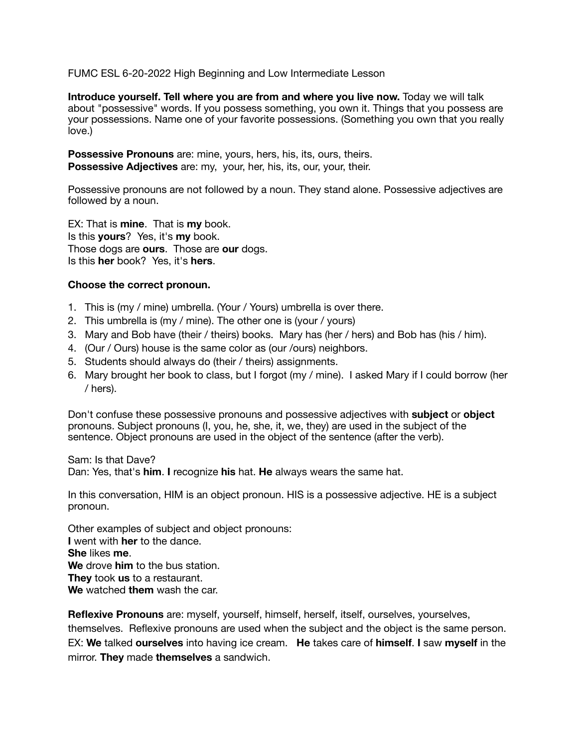FUMC ESL 6-20-2022 High Beginning and Low Intermediate Lesson

**Introduce yourself. Tell where you are from and where you live now.** Today we will talk about "possessive" words. If you possess something, you own it. Things that you possess are your possessions. Name one of your favorite possessions. (Something you own that you really love.)

**Possessive Pronouns** are: mine, yours, hers, his, its, ours, theirs.
**Possessive Adjectives** are: my, your, her, his, its, our, your, their.

Possessive pronouns are not followed by a noun. They stand alone. Possessive adjectives are followed by a noun.

EX: That is **mine**. That is **my** book.
Is this **yours**? Yes, it's **my** book.
Those dogs are **ours**. Those are **our** dogs.
Is this **her** book? Yes, it's **hers**.

**Choose the correct pronoun.**

1. This is (my / mine) umbrella. (Your / Yours) umbrella is over there.
2. This umbrella is (my / mine). The other one is (your / yours)
3. Mary and Bob have (their / theirs) books. Mary has (her / hers) and Bob has (his / him).
4. (Our / Ours) house is the same color as (our /ours) neighbors.
5. Students should always do (their / theirs) assignments.
6. Mary brought her book to class, but I forgot (my / mine). I asked Mary if I could borrow (her / hers).

Don't confuse these possessive pronouns and possessive adjectives with **subject** or **object** pronouns. Subject pronouns (I, you, he, she, it, we, they) are used in the subject of the sentence. Object pronouns are used in the object of the sentence (after the verb).

Sam: Is that Dave?
Dan: Yes, that's **him**. **I** recognize **his** hat. **He** always wears the same hat.

In this conversation, HIM is an object pronoun. HIS is a possessive adjective. HE is a subject pronoun.

Other examples of subject and object pronouns:
**I** went with **her** to the dance.
**She** likes **me**.
**We** drove **him** to the bus station.
**They** took **us** to a restaurant.
**We** watched **them** wash the car.

**Reflexive Pronouns** are: myself, yourself, himself, herself, itself, ourselves, yourselves, themselves. Reflexive pronouns are used when the subject and the object is the same person.
EX: **We** talked **ourselves** into having ice cream. **He** takes care of **himself**. **I** saw **myself** in the mirror. **They** made **themselves** a sandwich.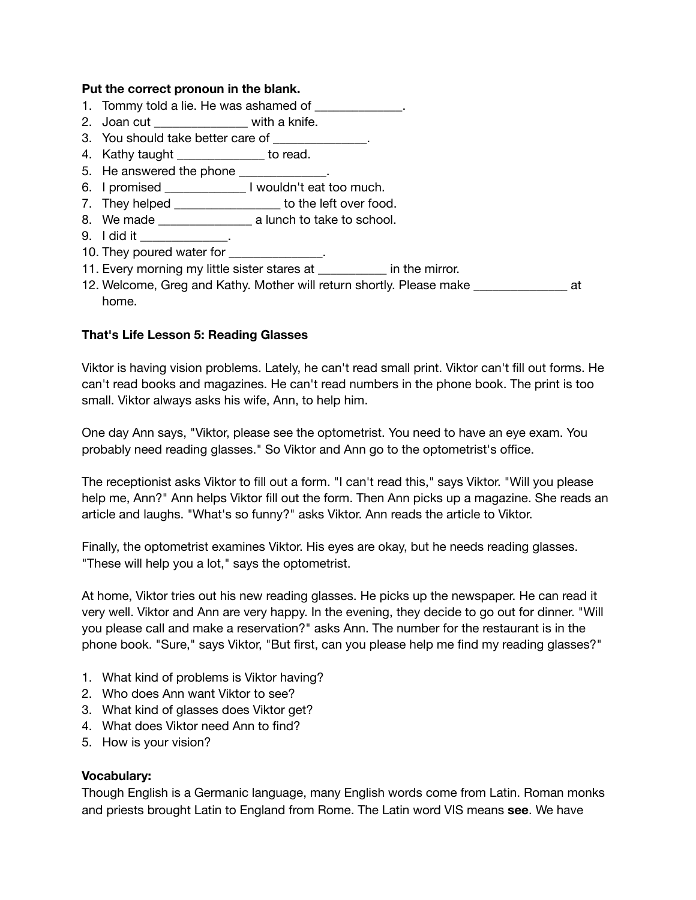**Put the correct pronoun in the blank.**

1. Tommy told a lie. He was ashamed of _____________.
2. Joan cut ______________ with a knife.
3. You should take better care of ______________.
4. Kathy taught _____________ to read.
5. He answered the phone _____________.
6. I promised ____________ I wouldn't eat too much.
7. They helped ________________ to the left over food.
8. We made ______________ a lunch to take to school.
9. I did it _____________.
10. They poured water for ______________.
11. Every morning my little sister stares at __________ in the mirror.
12. Welcome, Greg and Kathy. Mother will return shortly. Please make ______________ at home.

**That's Life Lesson 5: Reading Glasses**

Viktor is having vision problems. Lately, he can't read small print. Viktor can't fill out forms. He can't read books and magazines. He can't read numbers in the phone book. The print is too small. Viktor always asks his wife, Ann, to help him.

One day Ann says, "Viktor, please see the optometrist. You need to have an eye exam. You probably need reading glasses." So Viktor and Ann go to the optometrist's office.

The receptionist asks Viktor to fill out a form. "I can't read this," says Viktor. "Will you please help me, Ann?" Ann helps Viktor fill out the form. Then Ann picks up a magazine. She reads an article and laughs. "What's so funny?" asks Viktor. Ann reads the article to Viktor.

Finally, the optometrist examines Viktor. His eyes are okay, but he needs reading glasses. "These will help you a lot," says the optometrist.

At home, Viktor tries out his new reading glasses. He picks up the newspaper. He can read it very well. Viktor and Ann are very happy. In the evening, they decide to go out for dinner. "Will you please call and make a reservation?" asks Ann. The number for the restaurant is in the phone book. "Sure," says Viktor, "But first, can you please help me find my reading glasses?"

1. What kind of problems is Viktor having?
2. Who does Ann want Viktor to see?
3. What kind of glasses does Viktor get?
4. What does Viktor need Ann to find?
5. How is your vision?

**Vocabulary:**

Though English is a Germanic language, many English words come from Latin. Roman monks and priests brought Latin to England from Rome. The Latin word VIS means **see**. We have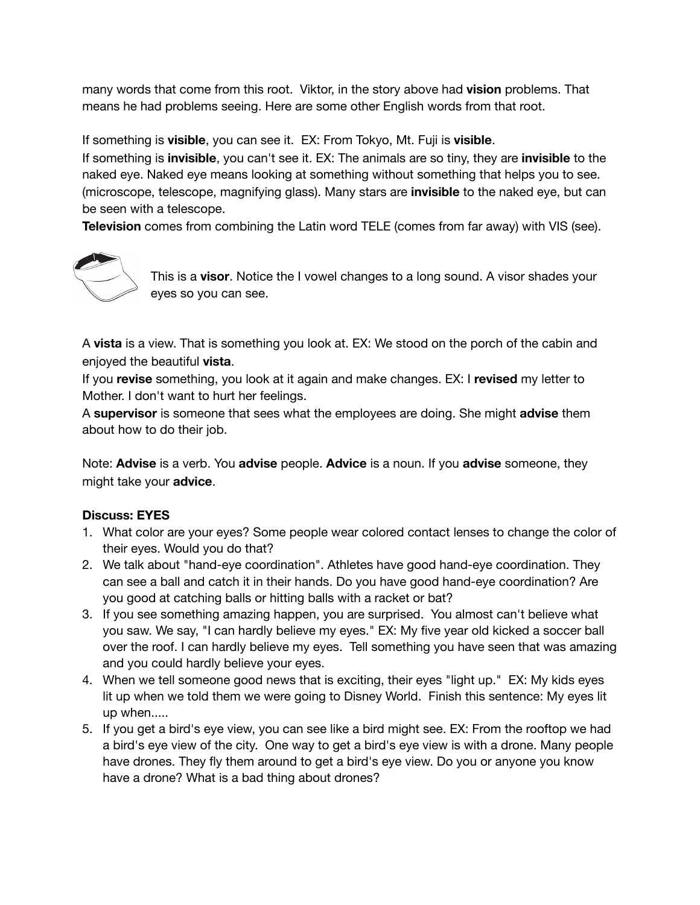many words that come from this root. Viktor, in the story above had **vision** problems. That means he had problems seeing. Here are some other English words from that root.

If something is **visible**, you can see it. EX: From Tokyo, Mt. Fuji is **visible**.
If something is **invisible**, you can't see it. EX: The animals are so tiny, they are **invisible** to the naked eye. Naked eye means looking at something without something that helps you to see. (microscope, telescope, magnifying glass). Many stars are **invisible** to the naked eye, but can be seen with a telescope.
**Television** comes from combining the Latin word TELE (comes from far away) with VIS (see).

This is a **visor**. Notice the I vowel changes to a long sound. A visor shades your eyes so you can see.

A **vista** is a view. That is something you look at. EX: We stood on the porch of the cabin and enjoyed the beautiful **vista**.
If you **revise** something, you look at it again and make changes. EX: I **revised** my letter to Mother. I don't want to hurt her feelings.
A **supervisor** is someone that sees what the employees are doing. She might **advise** them about how to do their job.

Note: **Advise** is a verb. You **advise** people. **Advice** is a noun. If you **advise** someone, they might take your **advice**.

**Discuss: EYES**

1. What color are your eyes? Some people wear colored contact lenses to change the color of their eyes. Would you do that?
2. We talk about "hand-eye coordination". Athletes have good hand-eye coordination. They can see a ball and catch it in their hands. Do you have good hand-eye coordination? Are you good at catching balls or hitting balls with a racket or bat?
3. If you see something amazing happen, you are surprised. You almost can't believe what you saw. We say, "I can hardly believe my eyes." EX: My five year old kicked a soccer ball over the roof. I can hardly believe my eyes. Tell something you have seen that was amazing and you could hardly believe your eyes.
4. When we tell someone good news that is exciting, their eyes "light up." EX: My kids eyes lit up when we told them we were going to Disney World. Finish this sentence: My eyes lit up when.....
5. If you get a bird's eye view, you can see like a bird might see. EX: From the rooftop we had a bird's eye view of the city. One way to get a bird's eye view is with a drone. Many people have drones. They fly them around to get a bird's eye view. Do you or anyone you know have a drone? What is a bad thing about drones?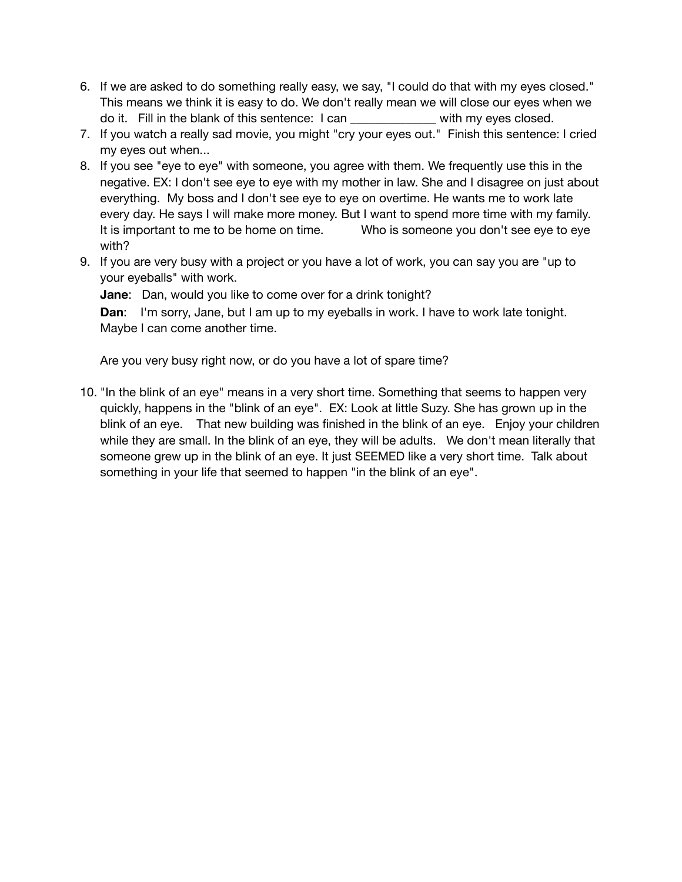6. If we are asked to do something really easy, we say, "I could do that with my eyes closed." This means we think it is easy to do. We don't really mean we will close our eyes when we do it. Fill in the blank of this sentence: I can _____________ with my eyes closed.
7. If you watch a really sad movie, you might "cry your eyes out." Finish this sentence: I cried my eyes out when...
8. If you see "eye to eye" with someone, you agree with them. We frequently use this in the negative. EX: I don't see eye to eye with my mother in law. She and I disagree on just about everything. My boss and I don't see eye to eye on overtime. He wants me to work late every day. He says I will make more money. But I want to spend more time with my family. It is important to me to be home on time. Who is someone you don't see eye to eye with?
9. If you are very busy with a project or you have a lot of work, you can say you are "up to your eyeballs" with work.

   **Jane**: Dan, would you like to come over for a drink tonight?

   **Dan**: I'm sorry, Jane, but I am up to my eyeballs in work. I have to work late tonight. Maybe I can come another time.

   Are you very busy right now, or do you have a lot of spare time?

10. "In the blink of an eye" means in a very short time. Something that seems to happen very quickly, happens in the "blink of an eye". EX: Look at little Suzy. She has grown up in the blink of an eye. That new building was finished in the blink of an eye. Enjoy your children while they are small. In the blink of an eye, they will be adults. We don't mean literally that someone grew up in the blink of an eye. It just SEEMED like a very short time. Talk about something in your life that seemed to happen "in the blink of an eye".